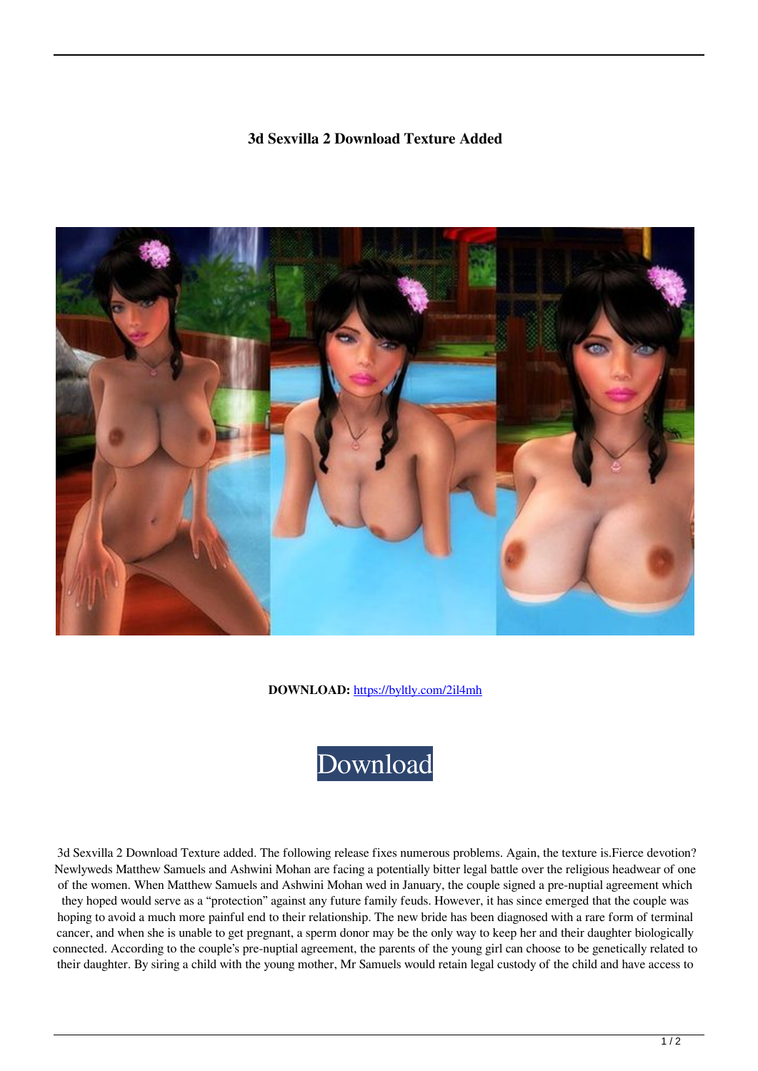**3d Sexvilla 2 Download Texture Added**

**DOWNLOAD:** [https://byltly.com/2il4mh](https://byltly.com/2il4mh)

Download

3d Sexvilla 2 Download Texture added. The following release fixes numerous problems. Again, the texture is.Fierce devotion? Newlyweds Matthew Samuels and Ashwini Mohan are facing a potentially bitter legal battle over the religious headwear of one of the women. When Matthew Samuels and Ashwini Mohan wed in January, the couple signed a pre-nuptial agreement which they hoped would serve as a "protection" against any future family feuds. However, it has since emerged that the couple was hoping to avoid a much more painful end to their relationship. The new bride has been diagnosed with a rare form of terminal cancer, and when she is unable to get pregnant, a sperm donor may be the only way to keep her and their daughter biologically connected. According to the couple's pre-nuptial agreement, the parents of the young girl can choose to be genetically related to their daughter. By siring a child with the young mother, Mr Samuels would retain legal custody of the child and have access to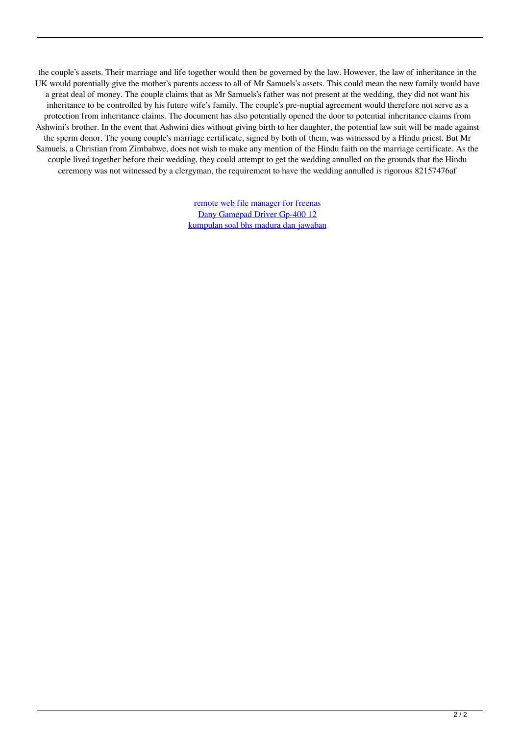the couple's assets. Their marriage and life together would then be governed by the law. However, the law of inheritance in the UK would potentially give the mother's parents access to all of Mr Samuels's assets. This could mean the new family would have a great deal of money. The couple claims that as Mr Samuels's father was not present at the wedding, they did not want his inheritance to be controlled by his future wife's family. The couple's pre-nuptial agreement would therefore not serve as a protection from inheritance claims. The document has also potentially opened the door to potential inheritance claims from Ashwini's brother. In the event that Ashwini dies without giving birth to her daughter, the potential law suit will be made against the sperm donor. The young couple's marriage certificate, signed by both of them, was witnessed by a Hindu priest. But Mr Samuels, a Christian from Zimbabwe, does not wish to make any mention of the Hindu faith on the marriage certificate. As the couple lived together before their wedding, they could attempt to get the wedding annulled on the grounds that the Hindu ceremony was not witnessed by a clergyman, the requirement to have the wedding annulled is rigorous 82157476af

remote web file manager for freenas
Dany Gamepad Driver Gp-400 12
kumpulan soal bhs madura dan jawaban